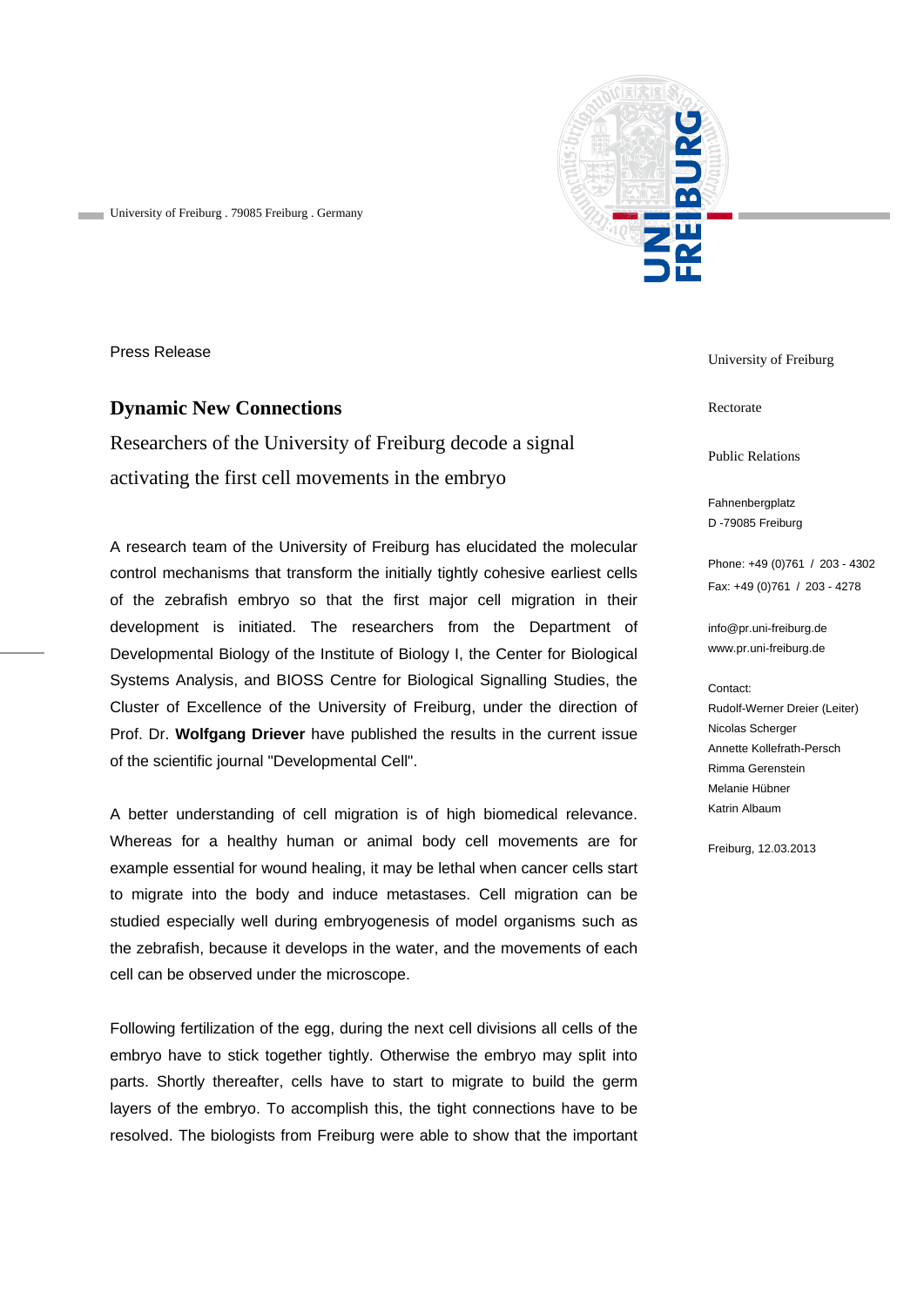University of Freiburg . 79085 Freiburg . Germany

Press Release

# Dynamic New Connections

## Researchers of the University of Freiburg decode a signal activating the first cell movements in the embryo

A research team of the University of Freiburg has elucidated the molecular control mechanisms that transform the initially tightly cohesive earliest cells of the zebrafish embryo so that the first major cell migration in their development is initiated. The researchers from the Department of Developmental Biology of the Institute of Biology I, the Center for Biological Systems Analysis, and BIOSS Centre for Biological Signalling Studies, the Cluster of Excellence of the University of Freiburg, under the direction of Prof. Dr. **Wolfgang Driever** have published the results in the current issue of the scientific journal "Developmental Cell".

A better understanding of cell migration is of high biomedical relevance. Whereas for a healthy human or animal body cell movements are for example essential for wound healing, it may be lethal when cancer cells start to migrate into the body and induce metastases. Cell migration can be studied especially well during embryogenesis of model organisms such as the zebrafish, because it develops in the water, and the movements of each cell can be observed under the microscope.

Following fertilization of the egg, during the next cell divisions all cells of the embryo have to stick together tightly. Otherwise the embryo may split into parts. Shortly thereafter, cells have to start to migrate to build the germ layers of the embryo. To accomplish this, the tight connections have to be resolved. The biologists from Freiburg were able to show that the important

University of Freiburg

Rectorate

Public Relations

Fahnenbergplatz
D -79085 Freiburg

Phone: +49 (0)761 / 203 - 4302
Fax: +49 (0)761 / 203 - 4278

info@pr.uni-freiburg.de
www.pr.uni-freiburg.de

Contact:
Rudolf-Werner Dreier (Leiter)
Nicolas Scherger
Annette Kollefrath-Persch
Rimma Gerenstein
Melanie Hübner
Katrin Albaum

Freiburg, 12.03.2013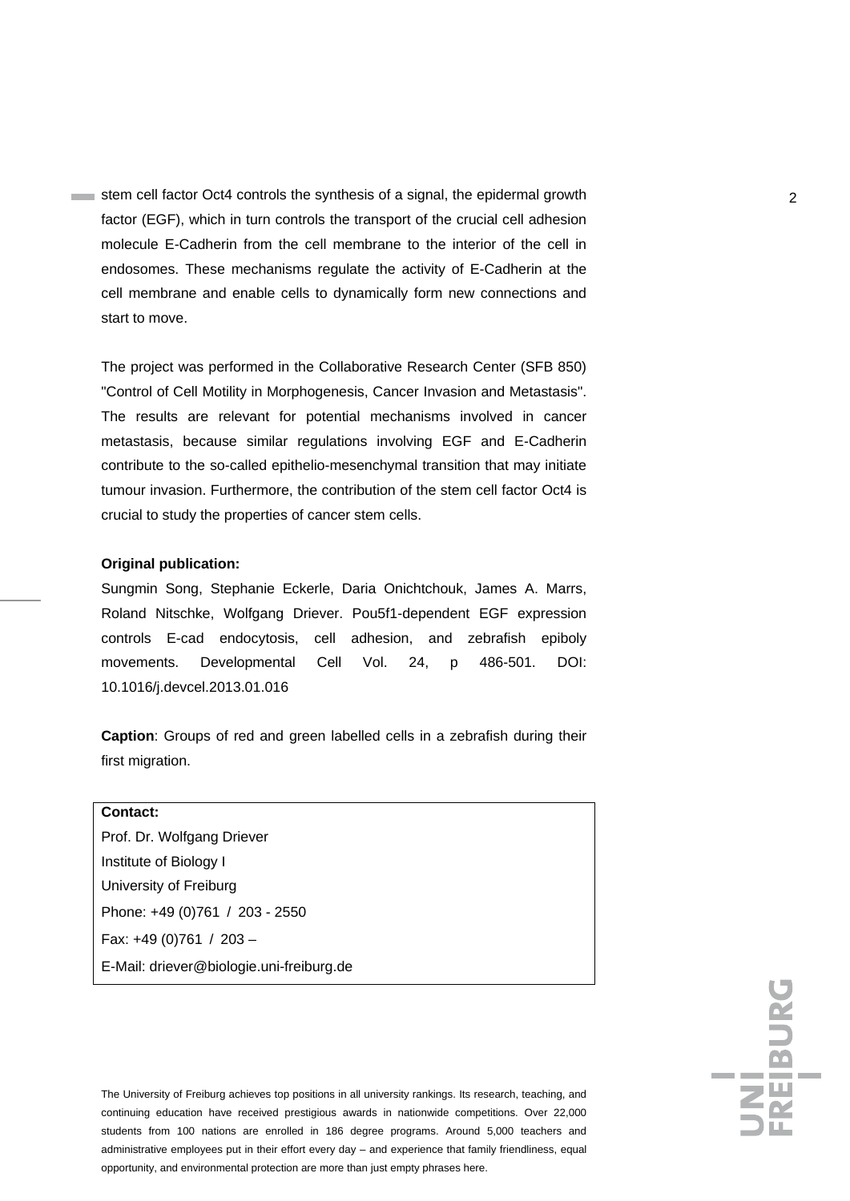stem cell factor Oct4 controls the synthesis of a signal, the epidermal growth factor (EGF), which in turn controls the transport of the crucial cell adhesion molecule E-Cadherin from the cell membrane to the interior of the cell in endosomes. These mechanisms regulate the activity of E-Cadherin at the cell membrane and enable cells to dynamically form new connections and start to move.

The project was performed in the Collaborative Research Center (SFB 850) "Control of Cell Motility in Morphogenesis, Cancer Invasion and Metastasis". The results are relevant for potential mechanisms involved in cancer metastasis, because similar regulations involving EGF and E-Cadherin contribute to the so-called epithelio-mesenchymal transition that may initiate tumour invasion. Furthermore, the contribution of the stem cell factor Oct4 is crucial to study the properties of cancer stem cells.

**Original publication:**

Sungmin Song, Stephanie Eckerle, Daria Onichtchouk, James A. Marrs, Roland Nitschke, Wolfgang Driever. Pou5f1-dependent EGF expression controls E-cad endocytosis, cell adhesion, and zebrafish epiboly movements. Developmental Cell Vol. 24, p 486-501. DOI: 10.1016/j.devcel.2013.01.016

**Caption**: Groups of red and green labelled cells in a zebrafish during their first migration.

**Contact:**

Prof. Dr. Wolfgang Driever
Institute of Biology I
University of Freiburg
Phone: +49 (0)761 / 203 - 2550
Fax: +49 (0)761 / 203 –
E-Mail: driever@biologie.uni-freiburg.de

UNI FREIBURG

The University of Freiburg achieves top positions in all university rankings. Its research, teaching, and continuing education have received prestigious awards in nationwide competitions. Over 22,000 students from 100 nations are enrolled in 186 degree programs. Around 5,000 teachers and administrative employees put in their effort every day – and experience that family friendliness, equal opportunity, and environmental protection are more than just empty phrases here.